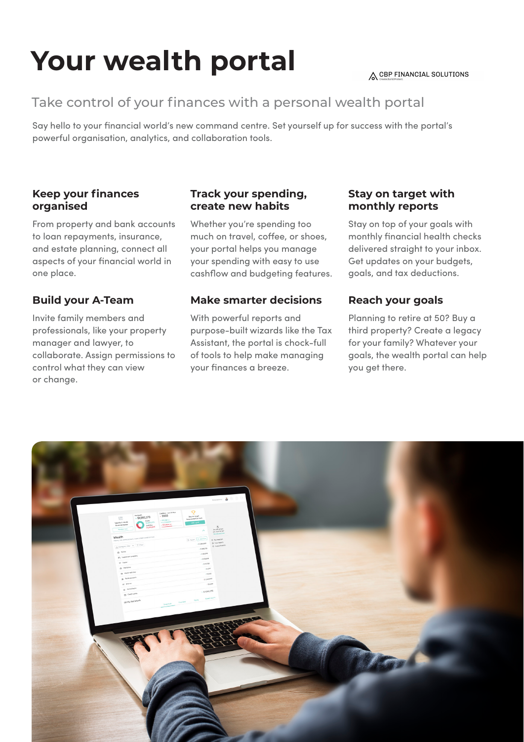# Your wealth portal

CBP FINANCIAL SOLUTIONS

## Take control of your finances with a personal wealth portal

Say hello to your financial world's new command centre. Set yourself up for success with the portal's powerful organisation, analytics, and collaboration tools.

### Keep your finances organised

From property and bank accounts to loan repayments, insurance, and estate planning, connect all aspects of your financial world in one place.

### Build your A-Team

Invite family members and professionals, like your property manager and lawyer, to collaborate. Assign permissions to control what they can view or change.

### Track your spending, create new habits

Whether you're spending too much on travel, coffee, or shoes, your portal helps you manage your spending with easy to use cashflow and budgeting features.

### Make smarter decisions

With powerful reports and purpose-built wizards like the Tax Assistant, the portal is chock-full of tools to help make managing your finances a breeze.

### Stay on target with monthly reports

Stay on top of your goals with monthly financial health checks delivered straight to your inbox. Get updates on your budgets, goals, and tax deductions.

### Reach your goals

Planning to retire at 50? Buy a third property? Create a legacy for your family? Whatever your goals, the wealth portal can help you get there.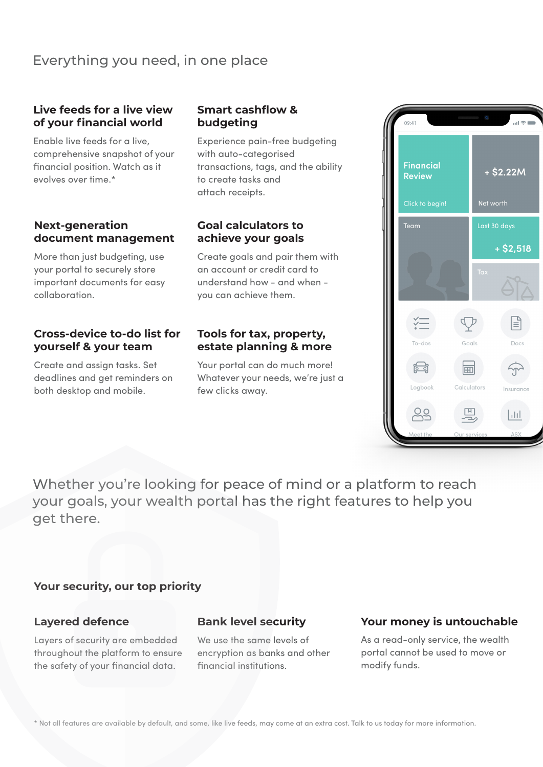## Everything you need, in one place

### Live feeds for a live view of your financial world

Enable live feeds for a live, comprehensive snapshot of your financial position. Watch as it evolves over time.*

### Smart cashflow & budgeting

Experience pain-free budgeting with auto-categorised transactions, tags, and the ability to create tasks and attach receipts.

### Next-generation document management

More than just budgeting, use your portal to securely store important documents for easy collaboration.

### Goal calculators to achieve your goals

Create goals and pair them with an account or credit card to understand how – and when – you can achieve them.

### Cross-device to-do list for yourself & your team

Create and assign tasks. Set deadlines and get reminders on both desktop and mobile.

### Tools for tax, property, estate planning & more

Your portal can do much more! Whatever your needs, we're just a few clicks away.

09:41

Financial Review

Click to begin!

+ $2.22M

Net worth

Team

Last 30 days

+ $2,518

Tax

To-dos

Goals

Docs

Logbook

Calculators

Insurance

Meet the

Our services

ASX

Whether you're looking for peace of mind or a platform to reach your goals, your wealth portal has the right features to help you get there.

## Your security, our top priority

### Layered defence

Layers of security are embedded throughout the platform to ensure the safety of your financial data.

### Bank level security

We use the same levels of encryption as banks and other financial institutions.

### Your money is untouchable

As a read-only service, the wealth portal cannot be used to move or modify funds.

* Not all features are available by default, and some, like live feeds, may come at an extra cost. Talk to us today for more information.